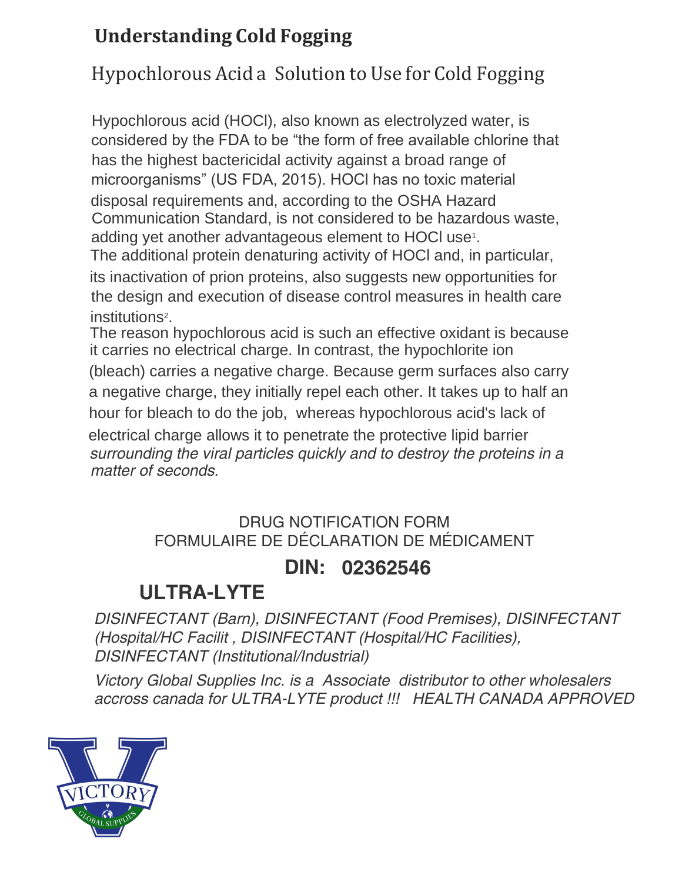# Understanding Cold Fogging

## Hypochlorous Acid a Solution to Use for Cold Fogging

Hypochlorous acid (HOCl), also known as electrolyzed water, is considered by the FDA to be "the form of free available chlorine that has the highest bactericidal activity against a broad range of microorganisms" (US FDA, 2015). HOCl has no toxic material disposal requirements and, according to the OSHA Hazard Communication Standard, is not considered to be hazardous waste, adding yet another advantageous element to HOCl use[1].

The additional protein denaturing activity of HOCl and, in particular, its inactivation of prion proteins, also suggests new opportunities for the design and execution of disease control measures in health care institutions[2].

The reason hypochlorous acid is such an effective oxidant is because it carries no electrical charge. In contrast, the hypochlorite ion (bleach) carries a negative charge. Because germ surfaces also carry a negative charge, they initially repel each other. It takes up to half an hour for bleach to do the job, whereas hypochlorous acid's lack of electrical charge allows it to penetrate the protective lipid barrier *surrounding the viral particles quickly and to destroy the proteins in a matter of seconds.*

DRUG NOTIFICATION FORM
FORMULAIRE DE DÉCLARATION DE MÉDICAMENT

**DIN: 02362546**

**ULTRA-LYTE**

*DISINFECTANT (Barn), DISINFECTANT (Food Premises), DISINFECTANT (Hospital/HC Facilit , DISINFECTANT (Hospital/HC Facilities), DISINFECTANT (Institutional/Industrial)*

*Victory Global Supplies Inc. is a Associate distributor to other wholesalers accross canada for ULTRA-LYTE product !!! HEALTH CANADA APPROVED*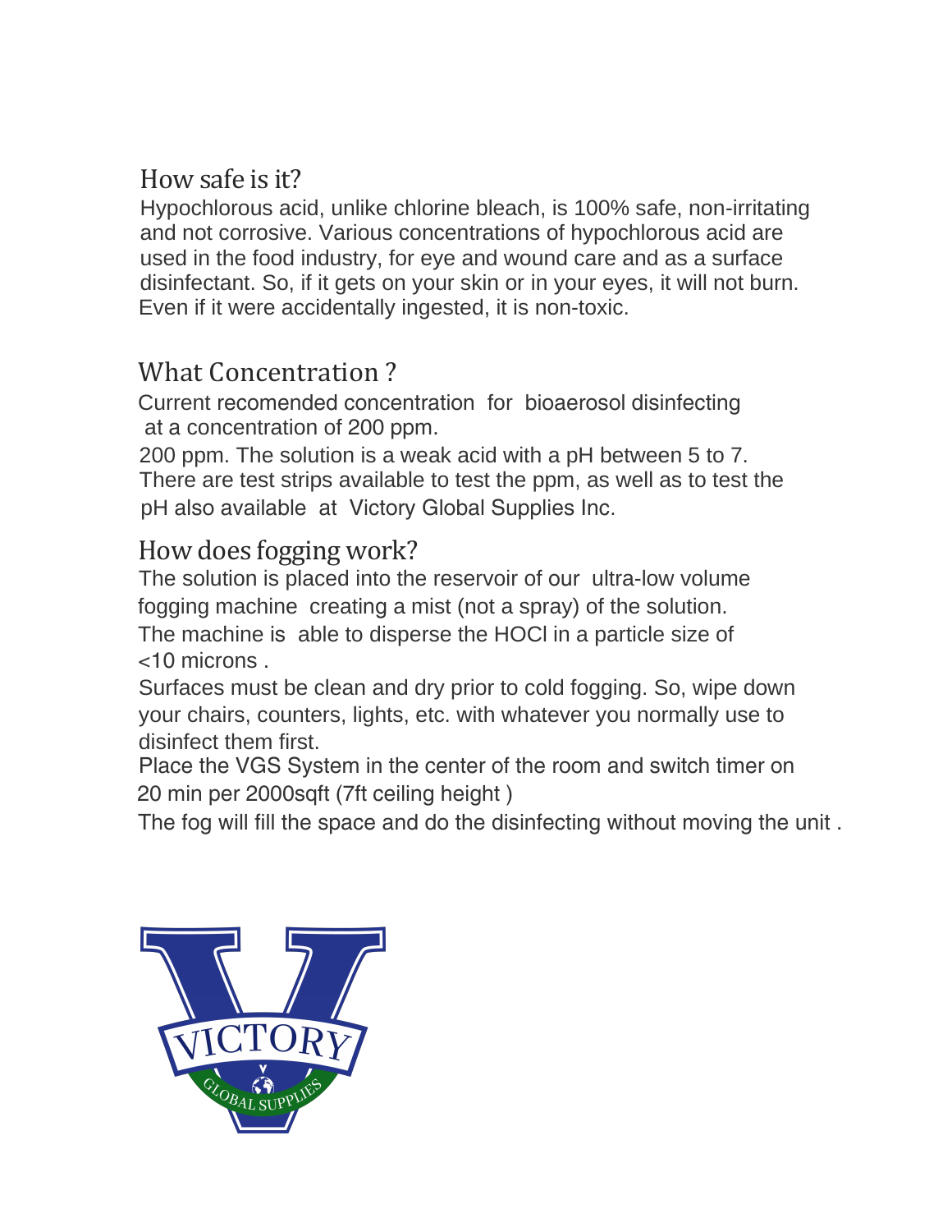## How safe is it?

Hypochlorous acid, unlike chlorine bleach, is 100% safe, non-irritating and not corrosive. Various concentrations of hypochlorous acid are used in the food industry, for eye and wound care and as a surface disinfectant. So, if it gets on your skin or in your eyes, it will not burn. Even if it were accidentally ingested, it is non-toxic.

## What Concentration ?

Current recomended concentration for bioaerosol disinfecting at a concentration of 200 ppm.

200 ppm. The solution is a weak acid with a pH between 5 to 7. There are test strips available to test the ppm, as well as to test the pH also available at Victory Global Supplies Inc.

## How does fogging work?

The solution is placed into the reservoir of our ultra-low volume fogging machine creating a mist (not a spray) of the solution.

The machine is able to disperse the HOCl in a particle size of <10 microns .

Surfaces must be clean and dry prior to cold fogging. So, wipe down your chairs, counters, lights, etc. with whatever you normally use to disinfect them first.

Place the VGS System in the center of the room and switch timer on 20 min per 2000sqft (7ft ceiling height )

The fog will fill the space and do the disinfecting without moving the unit .

VICTORY GLOBAL SUPPLIES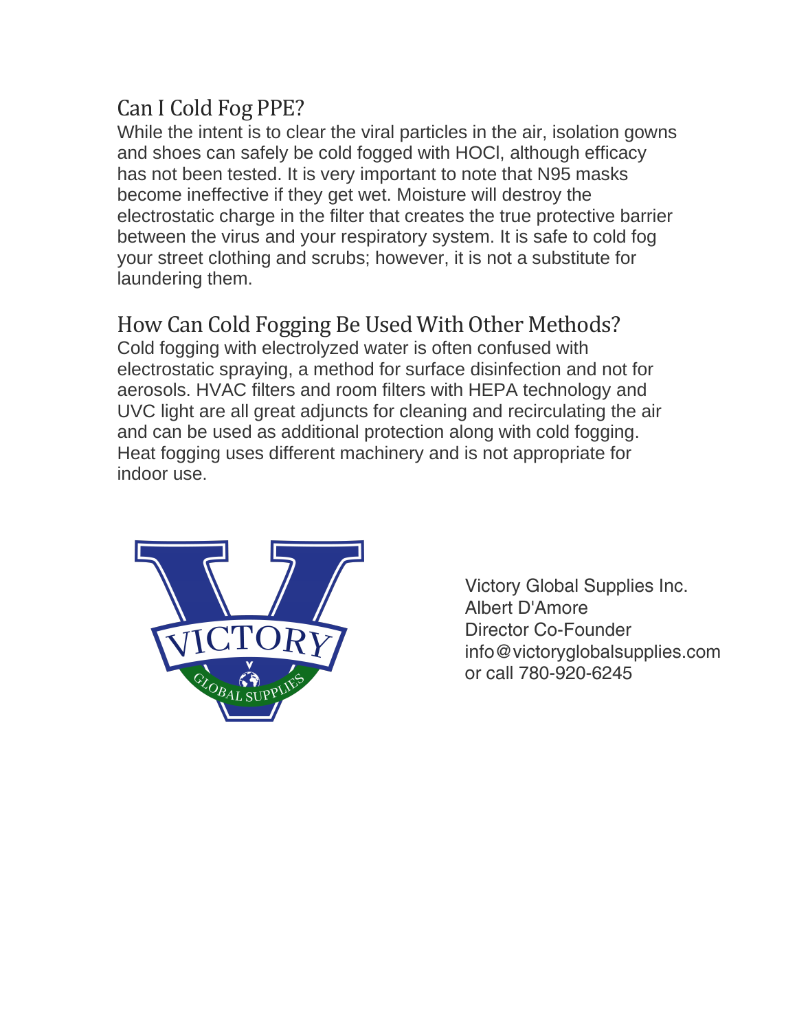## Can I Cold Fog PPE?

While the intent is to clear the viral particles in the air, isolation gowns and shoes can safely be cold fogged with HOCl, although efficacy has not been tested. It is very important to note that N95 masks become ineffective if they get wet. Moisture will destroy the electrostatic charge in the filter that creates the true protective barrier between the virus and your respiratory system. It is safe to cold fog your street clothing and scrubs; however, it is not a substitute for laundering them.

## How Can Cold Fogging Be Used With Other Methods?

Cold fogging with electrolyzed water is often confused with electrostatic spraying, a method for surface disinfection and not for aerosols. HVAC filters and room filters with HEPA technology and UVC light are all great adjuncts for cleaning and recirculating the air and can be used as additional protection along with cold fogging. Heat fogging uses different machinery and is not appropriate for indoor use.

VICTORY GLOBAL SUPPLIES

Victory Global Supplies Inc.
Albert D'Amore
Director Co-Founder
info@victoryglobalsupplies.com
or call 780-920-6245